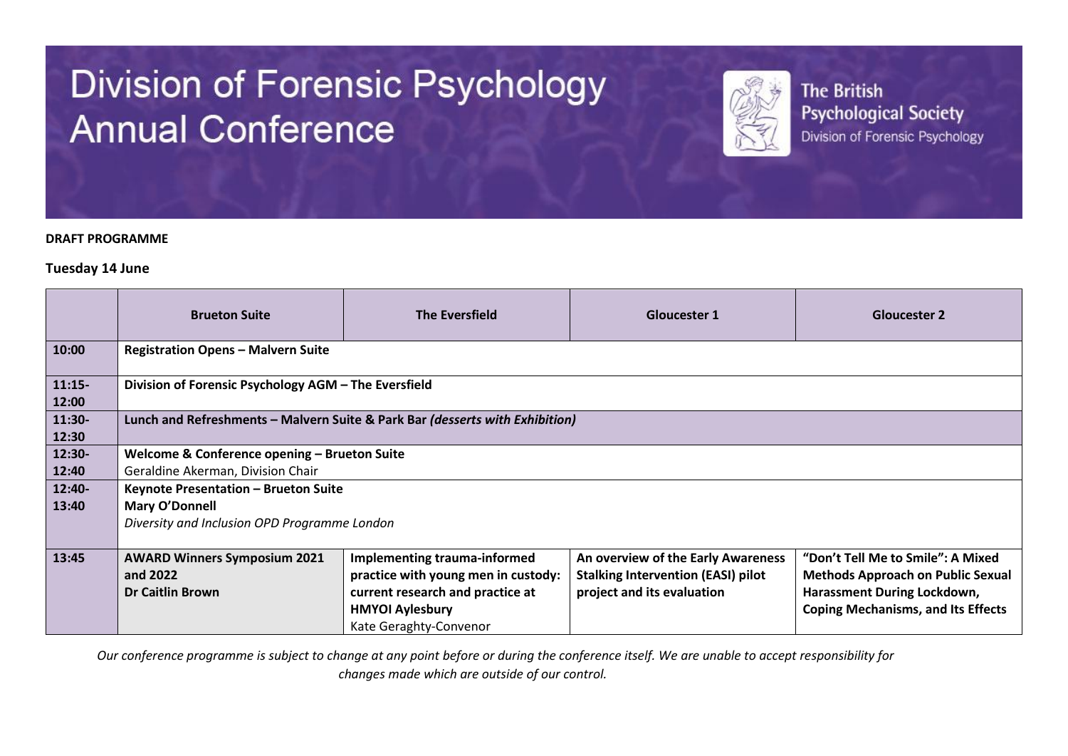# Division of Forensic Psychology Annual Conference

The British Psychological Society
Division of Forensic Psychology

**DRAFT PROGRAMME**

**Tuesday 14 June**

| | **Brueton Suite** | **The Eversfield** | **Gloucester 1** | **Gloucester 2** |
|---|---|---|---|---|
| **10:00** | **Registration Opens – Malvern Suite** | | | |
| **11:15-12:00** | **Division of Forensic Psychology AGM – The Eversfield** | | | |
| **11:30-12:30** | **Lunch and Refreshments – Malvern Suite & Park Bar *(desserts with Exhibition)*** | | | |
| **12:30-12:40** | **Welcome & Conference opening – Brueton Suite**<br>Geraldine Akerman, Division Chair | | | |
| **12:40-13:40** | **Keynote Presentation – Brueton Suite**<br>**Mary O'Donnell**<br>*Diversity and Inclusion OPD Programme London* | | | |
| **13:45** | **AWARD Winners Symposium 2021 and 2022**<br>**Dr Caitlin Brown** | **Implementing trauma-informed practice with young men in custody: current research and practice at HMYOI Aylesbury**<br>Kate Geraghty-Convenor | **An overview of the Early Awareness Stalking Intervention (EASI) pilot project and its evaluation** | **"Don't Tell Me to Smile": A Mixed Methods Approach on Public Sexual Harassment During Lockdown, Coping Mechanisms, and Its Effects** |

*Our conference programme is subject to change at any point before or during the conference itself. We are unable to accept responsibility for changes made which are outside of our control.*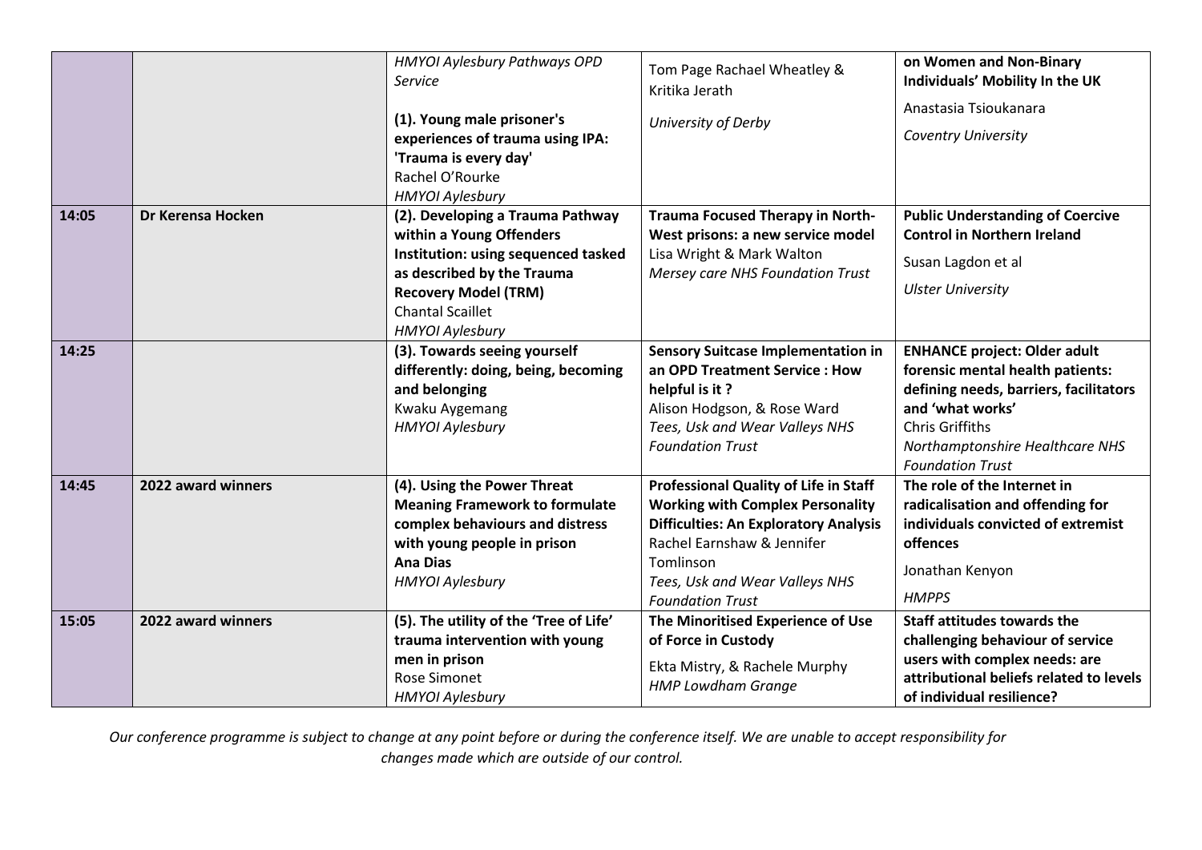| | | | | |
|---|---|---|---|---|
| | | *HMYOI Aylesbury Pathways OPD Service*<br><br>**(1). Young male prisoner's experiences of trauma using IPA: 'Trauma is every day'**<br>Rachel O'Rourke<br>*HMYOI Aylesbury* | Tom Page Rachael Wheatley & Kritika Jerath<br><br>*University of Derby* | **on Women and Non-Binary Individuals' Mobility In the UK**<br><br>Anastasia Tsioukanara<br><br>*Coventry University* |
| **14:05** | **Dr Kerensa Hocken** | **(2). Developing a Trauma Pathway within a Young Offenders Institution: using sequenced tasked as described by the Trauma Recovery Model (TRM)**<br>Chantal Scaillet<br>*HMYOI Aylesbury* | **Trauma Focused Therapy in North-West prisons: a new service model**<br>Lisa Wright & Mark Walton<br>*Mersey care NHS Foundation Trust* | **Public Understanding of Coercive Control in Northern Ireland**<br><br>Susan Lagdon et al<br><br>*Ulster University* |
| **14:25** | | **(3). Towards seeing yourself differently: doing, being, becoming and belonging**<br>Kwaku Aygemang<br>*HMYOI Aylesbury* | **Sensory Suitcase Implementation in an OPD Treatment Service : How helpful is it ?**<br>Alison Hodgson, & Rose Ward<br>*Tees, Usk and Wear Valleys NHS Foundation Trust* | **ENHANCE project: Older adult forensic mental health patients: defining needs, barriers, facilitators and 'what works'**<br>Chris Griffiths<br>*Northamptonshire Healthcare NHS Foundation Trust* |
| **14:45** | **2022 award winners** | **(4). Using the Power Threat Meaning Framework to formulate complex behaviours and distress with young people in prison**<br>**Ana Dias**<br>*HMYOI Aylesbury* | **Professional Quality of Life in Staff Working with Complex Personality Difficulties: An Exploratory Analysis**<br>Rachel Earnshaw & Jennifer Tomlinson<br>*Tees, Usk and Wear Valleys NHS Foundation Trust* | **The role of the Internet in radicalisation and offending for individuals convicted of extremist offences**<br><br>Jonathan Kenyon<br><br>*HMPPS* |
| **15:05** | **2022 award winners** | **(5). The utility of the 'Tree of Life' trauma intervention with young men in prison**<br>Rose Simonet<br>*HMYOI Aylesbury* | **The Minoritised Experience of Use of Force in Custody**<br><br>Ekta Mistry, & Rachele Murphy<br>*HMP Lowdham Grange* | **Staff attitudes towards the challenging behaviour of service users with complex needs: are attributional beliefs related to levels of individual resilience?** |

*Our conference programme is subject to change at any point before or during the conference itself. We are unable to accept responsibility for changes made which are outside of our control.*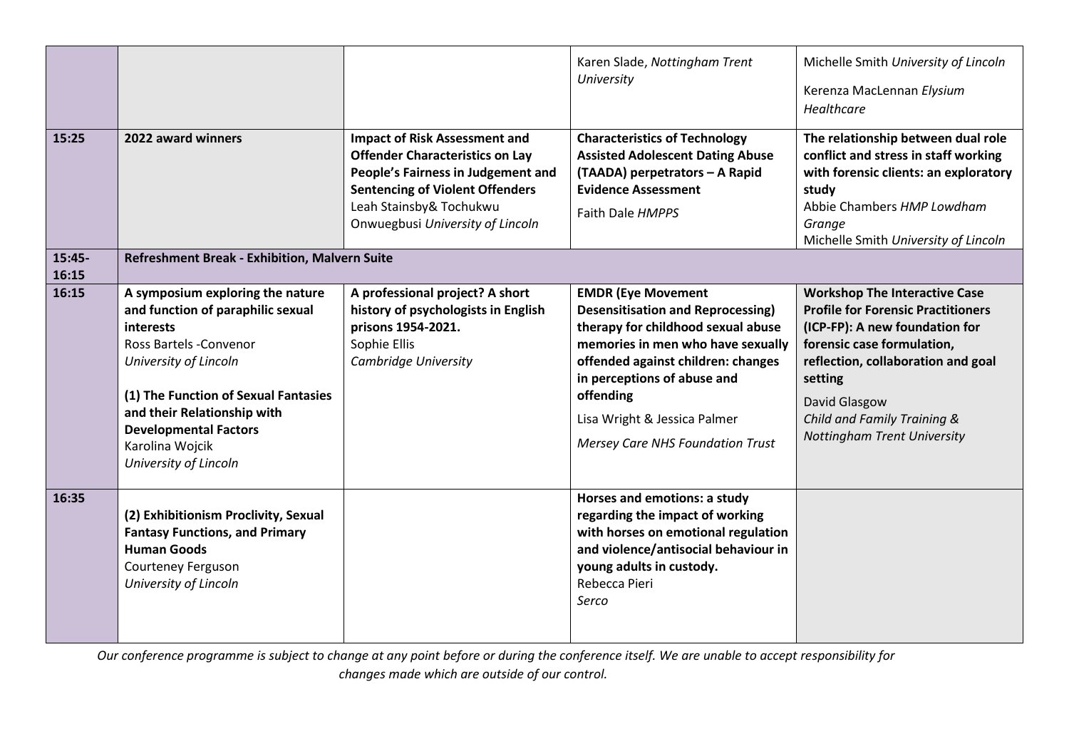| | | | | |
|---|---|---|---|---|
| | | | Karen Slade, *Nottingham Trent University* | Michelle Smith *University of Lincoln*<br>Kerenza MacLennan *Elysium Healthcare* |
| **15:25** | **2022 award winners** | **Impact of Risk Assessment and Offender Characteristics on Lay People's Fairness in Judgement and Sentencing of Violent Offenders**<br>Leah Stainsby& Tochukwu Onwuegbusi *University of Lincoln* | **Characteristics of Technology Assisted Adolescent Dating Abuse (TAADA) perpetrators – A Rapid Evidence Assessment**<br>Faith Dale *HMPPS* | **The relationship between dual role conflict and stress in staff working with forensic clients: an exploratory study**<br>Abbie Chambers *HMP Lowdham Grange*<br>Michelle Smith *University of Lincoln* |
| **15:45-16:15** | **Refreshment Break - Exhibition, Malvern Suite** | | | |
| **16:15** | **A symposium exploring the nature and function of paraphilic sexual interests**<br>Ross Bartels -Convenor<br>*University of Lincoln*<br><br>**(1) The Function of Sexual Fantasies and their Relationship with Developmental Factors**<br>Karolina Wojcik<br>*University of Lincoln* | **A professional project? A short history of psychologists in English prisons 1954-2021.**<br>Sophie Ellis<br>*Cambridge University* | **EMDR (Eye Movement Desensitisation and Reprocessing) therapy for childhood sexual abuse memories in men who have sexually offended against children: changes in perceptions of abuse and offending**<br>Lisa Wright & Jessica Palmer<br>*Mersey Care NHS Foundation Trust* | **Workshop The Interactive Case Profile for Forensic Practitioners (ICP-FP): A new foundation for forensic case formulation, reflection, collaboration and goal setting**<br>David Glasgow<br>*Child and Family Training & Nottingham Trent University* |
| **16:35** | **(2) Exhibitionism Proclivity, Sexual Fantasy Functions, and Primary Human Goods**<br>Courteney Ferguson<br>*University of Lincoln* | | **Horses and emotions: a study regarding the impact of working with horses on emotional regulation and violence/antisocial behaviour in young adults in custody.**<br>Rebecca Pieri<br>*Serco* | |

*Our conference programme is subject to change at any point before or during the conference itself. We are unable to accept responsibility for changes made which are outside of our control.*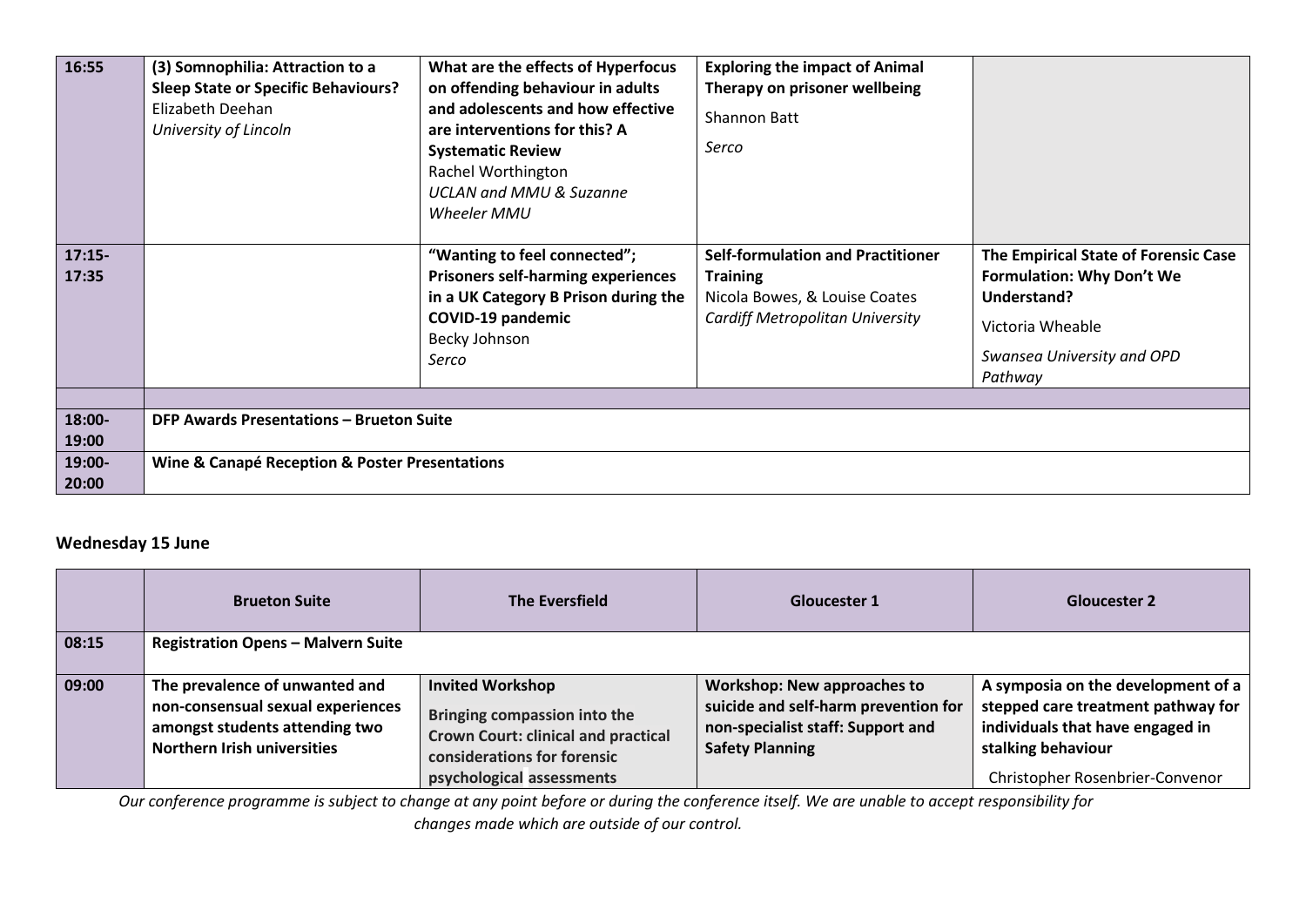| | | | | |
|---|---|---|---|---|
| 16:55 | **(3) Somnophilia: Attraction to a Sleep State or Specific Behaviours?** Elizabeth Deehan *University of Lincoln* | **What are the effects of Hyperfocus on offending behaviour in adults and adolescents and how effective are interventions for this? A Systematic Review** Rachel Worthington *UCLAN and MMU & Suzanne Wheeler MMU* | **Exploring the impact of Animal Therapy on prisoner wellbeing** Shannon Batt *Serco* | |
| 17:15-17:35 | | **"Wanting to feel connected"; Prisoners self-harming experiences in a UK Category B Prison during the COVID-19 pandemic** Becky Johnson *Serco* | **Self-formulation and Practitioner Training** Nicola Bowes, & Louise Coates *Cardiff Metropolitan University* | **The Empirical State of Forensic Case Formulation: Why Don't We Understand?** Victoria Wheable *Swansea University and OPD Pathway* |
| | | | | |
| 18:00-19:00 | **DFP Awards Presentations – Brueton Suite** | | | |
| 19:00-20:00 | **Wine & Canapé Reception & Poster Presentations** | | | |

## Wednesday 15 June

| | Brueton Suite | The Eversfield | Gloucester 1 | Gloucester 2 |
|---|---|---|---|---|
| 08:15 | **Registration Opens – Malvern Suite** | | | |
| 09:00 | **The prevalence of unwanted and non-consensual sexual experiences amongst students attending two Northern Irish universities** | **Invited Workshop** **Bringing compassion into the Crown Court: clinical and practical considerations for forensic psychological assessments** | **Workshop: New approaches to suicide and self-harm prevention for non-specialist staff: Support and Safety Planning** | **A symposia on the development of a stepped care treatment pathway for individuals that have engaged in stalking behaviour** Christopher Rosenbrier-Convenor |

*Our conference programme is subject to change at any point before or during the conference itself. We are unable to accept responsibility for changes made which are outside of our control.*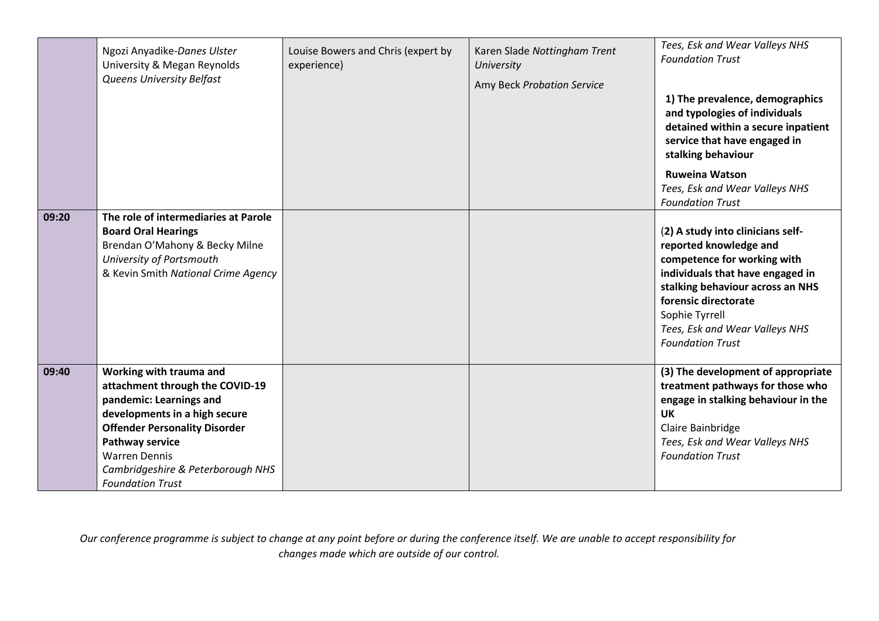| | | | | |
|---|---|---|---|---|
| | Ngozi Anyadike-*Danes Ulster* University & Megan Reynolds *Queens University Belfast* | Louise Bowers and Chris (expert by experience) | Karen Slade *Nottingham Trent University*<br>Amy Beck *Probation Service* | *Tees, Esk and Wear Valleys NHS Foundation Trust*<br>**1) The prevalence, demographics and typologies of individuals detained within a secure inpatient service that have engaged in stalking behaviour**<br>**Ruweina Watson**<br>*Tees, Esk and Wear Valleys NHS Foundation Trust* |
| **09:20** | **The role of intermediaries at Parole Board Oral Hearings**<br>Brendan O'Mahony & Becky Milne *University of Portsmouth* & Kevin Smith *National Crime Agency* | | | (**2) A study into clinicians self-reported knowledge and competence for working with individuals that have engaged in stalking behaviour across an NHS forensic directorate**<br>Sophie Tyrrell<br>*Tees, Esk and Wear Valleys NHS Foundation Trust* |
| **09:40** | **Working with trauma and attachment through the COVID-19 pandemic: Learnings and developments in a high secure Offender Personality Disorder Pathway service**<br>Warren Dennis<br>*Cambridgeshire & Peterborough NHS Foundation Trust* | | | **(3) The development of appropriate treatment pathways for those who engage in stalking behaviour in the UK**<br>Claire Bainbridge<br>*Tees, Esk and Wear Valleys NHS Foundation Trust* |

*Our conference programme is subject to change at any point before or during the conference itself. We are unable to accept responsibility for changes made which are outside of our control.*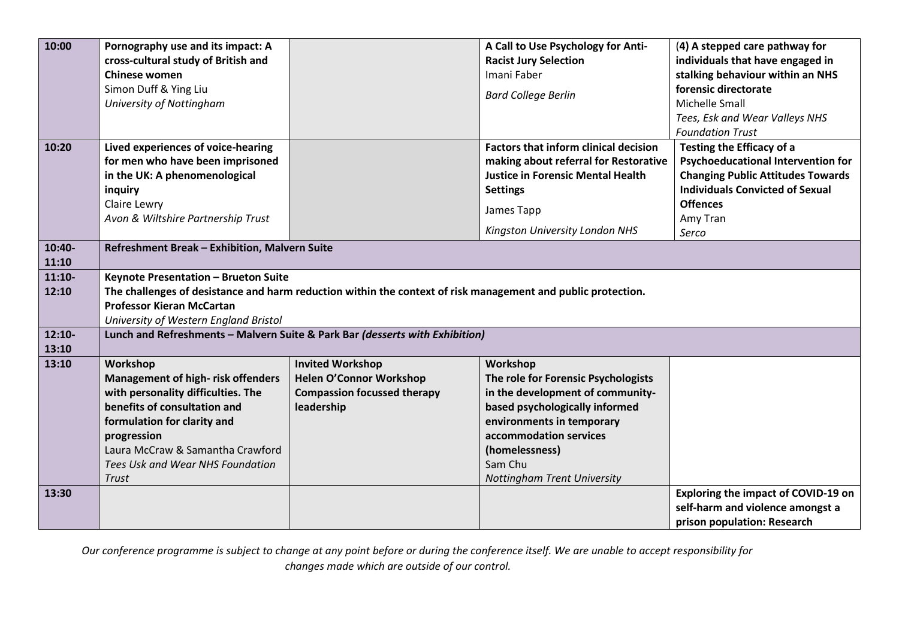| 10:00 | **Pornography use and its impact: A cross-cultural study of British and Chinese women**<br>Simon Duff & Ying Liu<br>*University of Nottingham* | | **A Call to Use Psychology for Anti-Racist Jury Selection**<br>Imani Faber<br>*Bard College Berlin* | (**4) A stepped care pathway for individuals that have engaged in stalking behaviour within an NHS forensic directorate**<br>Michelle Small<br>*Tees, Esk and Wear Valleys NHS Foundation Trust* |
|---|---|---|---|---|
| 10:20 | **Lived experiences of voice-hearing for men who have been imprisoned in the UK: A phenomenological inquiry**<br>Claire Lewry<br>*Avon & Wiltshire Partnership Trust* | | **Factors that inform clinical decision making about referral for Restorative Justice in Forensic Mental Health Settings**<br>James Tapp<br>*Kingston University London NHS* | **Testing the Efficacy of a Psychoeducational Intervention for Changing Public Attitudes Towards Individuals Convicted of Sexual Offences**<br>Amy Tran<br>*Serco* |
| 10:40-11:10 | **Refreshment Break – Exhibition, Malvern Suite** | | | |
| 11:10-12:10 | **Keynote Presentation – Brueton Suite**<br>**The challenges of desistance and harm reduction within the context of risk management and public protection.**<br>**Professor Kieran McCartan**<br>*University of Western England Bristol* | | | |
| 12:10-13:10 | **Lunch and Refreshments – Malvern Suite & Park Bar *(desserts with Exhibition)*** | | | |
| 13:10 | **Workshop**<br>**Management of high- risk offenders with personality difficulties. The benefits of consultation and formulation for clarity and progression**<br>Laura McCraw & Samantha Crawford<br>*Tees Usk and Wear NHS Foundation Trust* | **Invited Workshop**<br>**Helen O'Connor Workshop**<br>**Compassion focussed therapy leadership** | **Workshop**<br>**The role for Forensic Psychologists in the development of community-based psychologically informed environments in temporary accommodation services (homelessness)**<br>Sam Chu<br>*Nottingham Trent University* | |
| 13:30 | | | | **Exploring the impact of COVID-19 on self-harm and violence amongst a prison population: Research** |

*Our conference programme is subject to change at any point before or during the conference itself. We are unable to accept responsibility for changes made which are outside of our control.*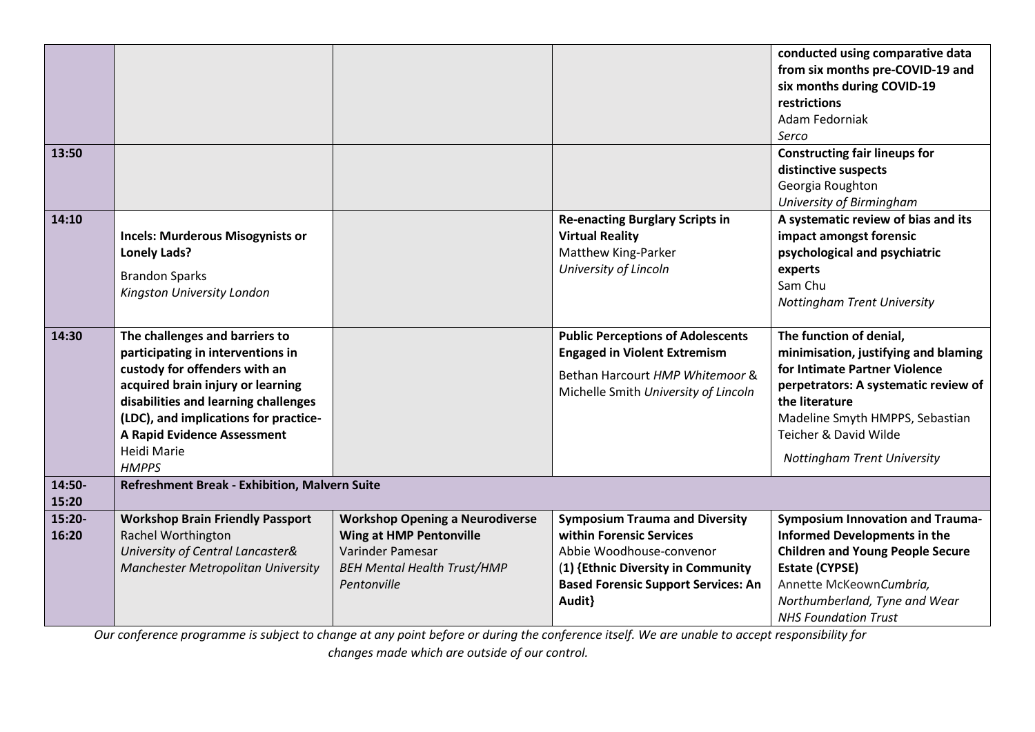| | | | | |
|---|---|---|---|---|
| | | | | **conducted using comparative data from six months pre-COVID-19 and six months during COVID-19 restrictions** Adam Fedorniak *Serco* |
| **13:50** | | | | **Constructing fair lineups for distinctive suspects** Georgia Roughton *University of Birmingham* |
| **14:10** | **Incels: Murderous Misogynists or Lonely Lads?** Brandon Sparks *Kingston University London* | | **Re-enacting Burglary Scripts in Virtual Reality** Matthew King-Parker *University of Lincoln* | **A systematic review of bias and its impact amongst forensic psychological and psychiatric experts** Sam Chu *Nottingham Trent University* |
| **14:30** | **The challenges and barriers to participating in interventions in custody for offenders with an acquired brain injury or learning disabilities and learning challenges (LDC), and implications for practice-A Rapid Evidence Assessment** Heidi Marie *HMPPS* | | **Public Perceptions of Adolescents Engaged in Violent Extremism** Bethan Harcourt *HMP Whitemoor* & Michelle Smith *University of Lincoln* | **The function of denial, minimisation, justifying and blaming for Intimate Partner Violence perpetrators: A systematic review of the literature** Madeline Smyth HMPPS, Sebastian Teicher & David Wilde *Nottingham Trent University* |
| **14:50-15:20** | **Refreshment Break - Exhibition, Malvern Suite** | | | |
| **15:20-16:20** | **Workshop Brain Friendly Passport** Rachel Worthington *University of Central Lancaster& Manchester Metropolitan University* | **Workshop Opening a Neurodiverse Wing at HMP Pentonville** Varinder Pamesar *BEH Mental Health Trust/HMP Pentonville* | **Symposium Trauma and Diversity within Forensic Services** Abbie Woodhouse-convenor (**1) {Ethnic Diversity in Community Based Forensic Support Services: An Audit}** | **Symposium Innovation and Trauma-Informed Developments in the Children and Young People Secure Estate (CYPSE)** Annette McKeown*Cumbria, Northumberland, Tyne and Wear NHS Foundation Trust* |

*Our conference programme is subject to change at any point before or during the conference itself. We are unable to accept responsibility for changes made which are outside of our control.*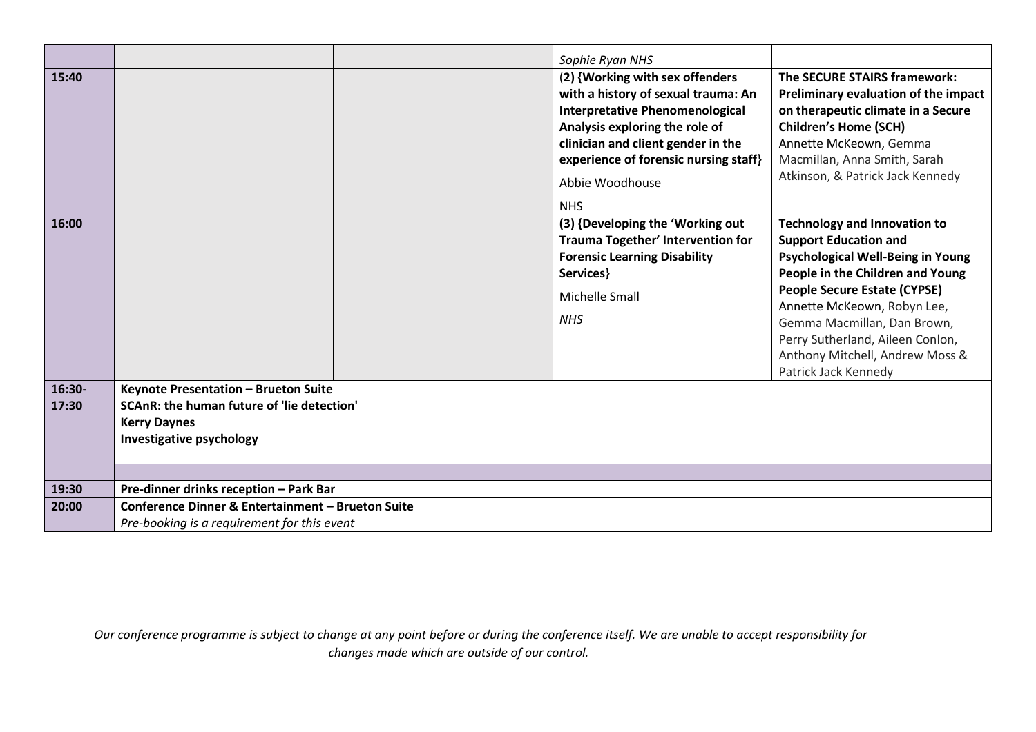| | | | | |
|---|---|---|---|---|
| | | | *Sophie Ryan NHS* | |
| 15:40 | | | (**2) {Working with sex offenders with a history of sexual trauma: An Interpretative Phenomenological Analysis exploring the role of clinician and client gender in the experience of forensic nursing staff}** Abbie Woodhouse NHS | **The SECURE STAIRS framework: Preliminary evaluation of the impact on therapeutic climate in a Secure Children's Home (SCH)** Annette McKeown, Gemma Macmillan, Anna Smith, Sarah Atkinson, & Patrick Jack Kennedy |
| 16:00 | | | **(3) {Developing the 'Working out Trauma Together' Intervention for Forensic Learning Disability Services}** Michelle Small *NHS* | **Technology and Innovation to Support Education and Psychological Well-Being in Young People in the Children and Young People Secure Estate (CYPSE)** Annette McKeown, Robyn Lee, Gemma Macmillan, Dan Brown, Perry Sutherland, Aileen Conlon, Anthony Mitchell, Andrew Moss & Patrick Jack Kennedy |
| 16:30-17:30 | **Keynote Presentation – Brueton Suite** **SCAnR: the human future of 'lie detection'** **Kerry Daynes** **Investigative psychology** | | | |
| | | | | |
| 19:30 | **Pre-dinner drinks reception – Park Bar** | | | |
| 20:00 | **Conference Dinner & Entertainment – Brueton Suite** *Pre-booking is a requirement for this event* | | | |

*Our conference programme is subject to change at any point before or during the conference itself. We are unable to accept responsibility for changes made which are outside of our control.*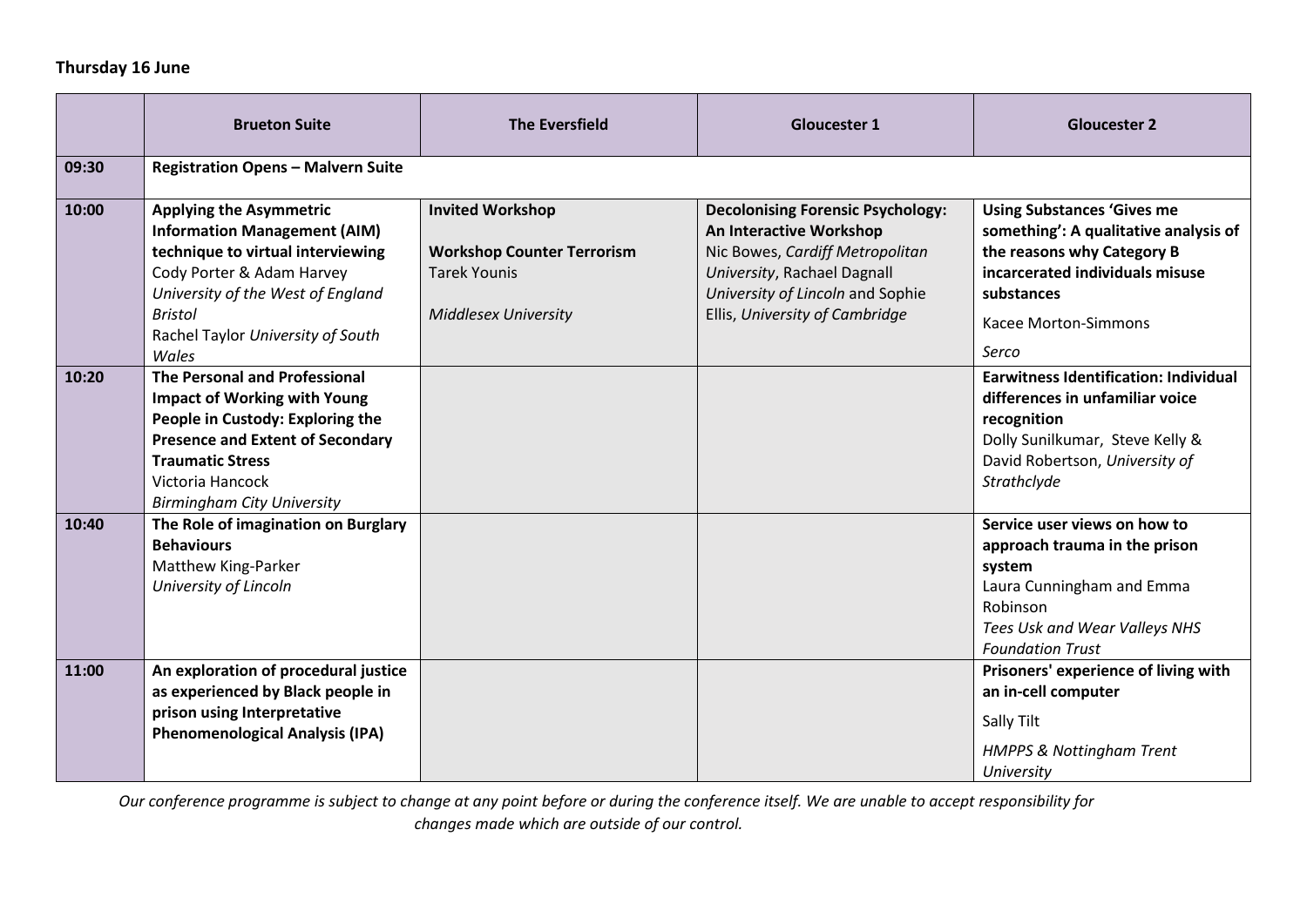**Thursday 16 June**

| | Brueton Suite | The Eversfield | Gloucester 1 | Gloucester 2 |
|---|---|---|---|---|
| **09:30** | **Registration Opens – Malvern Suite** | | | |
| **10:00** | **Applying the Asymmetric Information Management (AIM) technique to virtual interviewing** Cody Porter & Adam Harvey *University of the West of England Bristol* Rachel Taylor *University of South Wales* | **Invited Workshop** **Workshop Counter Terrorism** Tarek Younis *Middlesex University* | **Decolonising Forensic Psychology: An Interactive Workshop** Nic Bowes, *Cardiff Metropolitan University*, Rachael Dagnall *University of Lincoln* and Sophie Ellis, *University of Cambridge* | **Using Substances 'Gives me something': A qualitative analysis of the reasons why Category B incarcerated individuals misuse substances** Kacee Morton-Simmons *Serco* |
| **10:20** | **The Personal and Professional Impact of Working with Young People in Custody: Exploring the Presence and Extent of Secondary Traumatic Stress** Victoria Hancock *Birmingham City University* | | | **Earwitness Identification: Individual differences in unfamiliar voice recognition** Dolly Sunilkumar, Steve Kelly & David Robertson, *University of Strathclyde* |
| **10:40** | **The Role of imagination on Burglary Behaviours** Matthew King-Parker *University of Lincoln* | | | **Service user views on how to approach trauma in the prison system** Laura Cunningham and Emma Robinson *Tees Usk and Wear Valleys NHS Foundation Trust* |
| **11:00** | **An exploration of procedural justice as experienced by Black people in prison using Interpretative Phenomenological Analysis (IPA)** | | | **Prisoners' experience of living with an in-cell computer** Sally Tilt *HMPPS & Nottingham Trent University* |

*Our conference programme is subject to change at any point before or during the conference itself. We are unable to accept responsibility for changes made which are outside of our control.*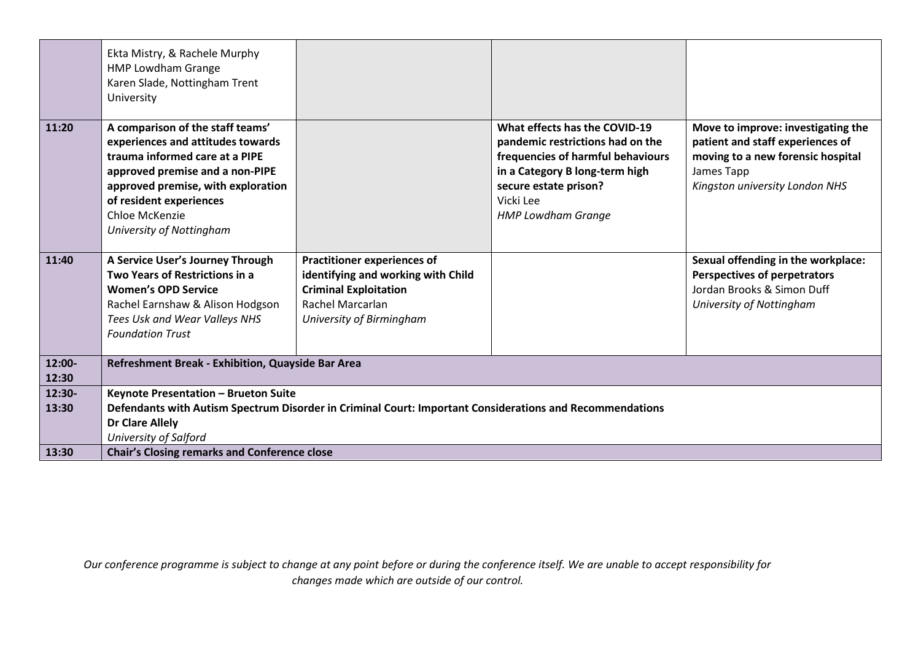| | | | | |
|---|---|---|---|---|
| | Ekta Mistry, & Rachele Murphy<br>HMP Lowdham Grange<br>Karen Slade, Nottingham Trent University | | | |
| **11:20** | **A comparison of the staff teams' experiences and attitudes towards trauma informed care at a PIPE approved premise and a non-PIPE approved premise, with exploration of resident experiences**<br>Chloe McKenzie<br>*University of Nottingham* | | **What effects has the COVID-19 pandemic restrictions had on the frequencies of harmful behaviours in a Category B long-term high secure estate prison?**<br>Vicki Lee<br>*HMP Lowdham Grange* | **Move to improve: investigating the patient and staff experiences of moving to a new forensic hospital**<br>James Tapp<br>*Kingston university London NHS* |
| **11:40** | **A Service User's Journey Through Two Years of Restrictions in a Women's OPD Service**<br>Rachel Earnshaw & Alison Hodgson<br>*Tees Usk and Wear Valleys NHS Foundation Trust* | **Practitioner experiences of identifying and working with Child Criminal Exploitation**<br>Rachel Marcarlan<br>*University of Birmingham* | | **Sexual offending in the workplace: Perspectives of perpetrators**<br>Jordan Brooks & Simon Duff<br>*University of Nottingham* |
| **12:00-12:30** | **Refreshment Break - Exhibition, Quayside Bar Area** | | | |
| **12:30-13:30** | **Keynote Presentation – Brueton Suite**<br>**Defendants with Autism Spectrum Disorder in Criminal Court: Important Considerations and Recommendations**<br>**Dr Clare Allely**<br>*University of Salford* | | | |
| **13:30** | **Chair's Closing remarks and Conference close** | | | |

*Our conference programme is subject to change at any point before or during the conference itself. We are unable to accept responsibility for changes made which are outside of our control.*